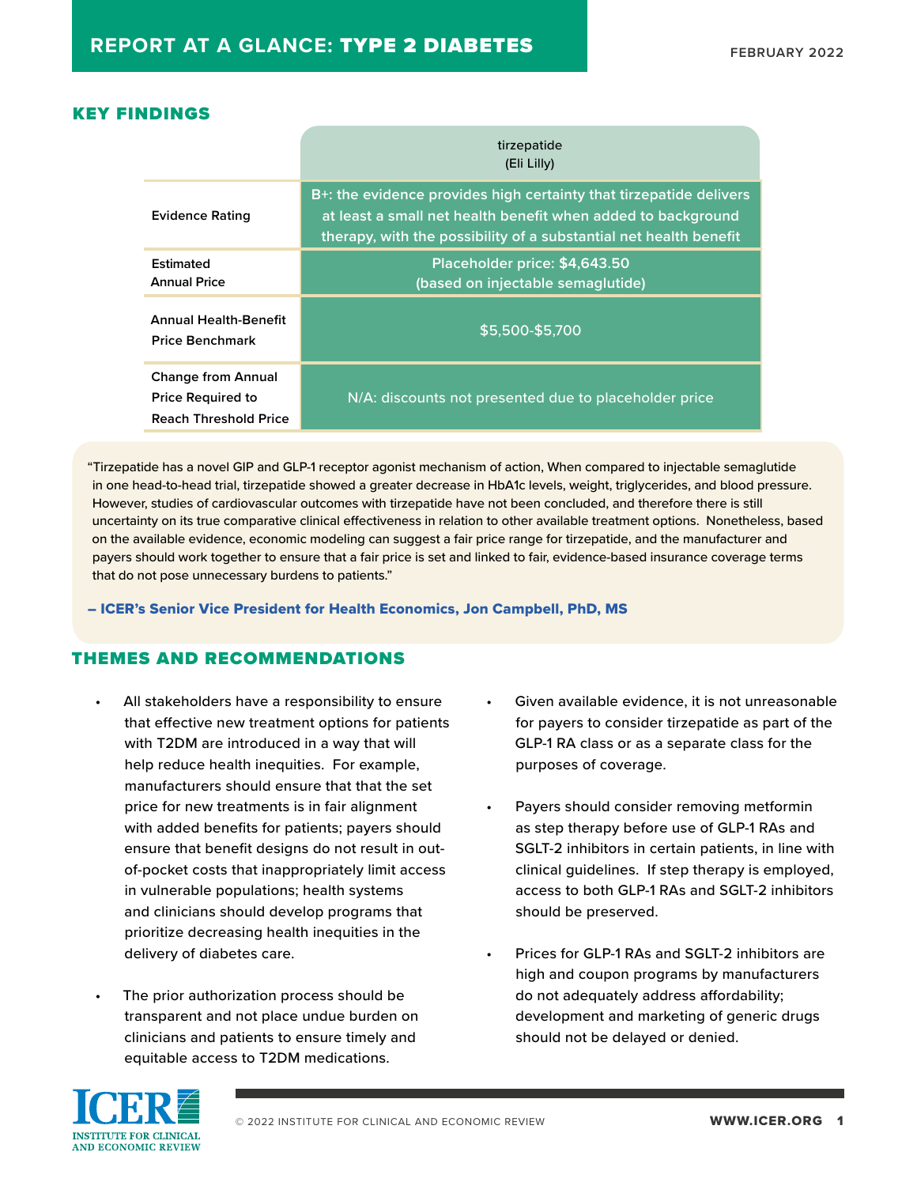# REPORT AT A GLANCE: TYPE 2 DIABETES

FEBRUARY 2022

## KEY FINDINGS

| | tirzepatide (Eli Lilly) |
|---|---|
| Evidence Rating | B+: the evidence provides high certainty that tirzepatide delivers at least a small net health benefit when added to background therapy, with the possibility of a substantial net health benefit |
| Estimated Annual Price | Placeholder price: $4,643.50 (based on injectable semaglutide) |
| Annual Health-Benefit Price Benchmark | $5,500-$5,700 |
| Change from Annual Price Required to Reach Threshold Price | N/A: discounts not presented due to placeholder price |

"Tirzepatide has a novel GIP and GLP-1 receptor agonist mechanism of action, When compared to injectable semaglutide in one head-to-head trial, tirzepatide showed a greater decrease in HbA1c levels, weight, triglycerides, and blood pressure. However, studies of cardiovascular outcomes with tirzepatide have not been concluded, and therefore there is still uncertainty on its true comparative clinical effectiveness in relation to other available treatment options. Nonetheless, based on the available evidence, economic modeling can suggest a fair price range for tirzepatide, and the manufacturer and payers should work together to ensure that a fair price is set and linked to fair, evidence-based insurance coverage terms that do not pose unnecessary burdens to patients."

**– ICER's Senior Vice President for Health Economics, Jon Campbell, PhD, MS**

## THEMES AND RECOMMENDATIONS

- All stakeholders have a responsibility to ensure that effective new treatment options for patients with T2DM are introduced in a way that will help reduce health inequities. For example, manufacturers should ensure that that the set price for new treatments is in fair alignment with added benefits for patients; payers should ensure that benefit designs do not result in out-of-pocket costs that inappropriately limit access in vulnerable populations; health systems and clinicians should develop programs that prioritize decreasing health inequities in the delivery of diabetes care.
- The prior authorization process should be transparent and not place undue burden on clinicians and patients to ensure timely and equitable access to T2DM medications.
- Given available evidence, it is not unreasonable for payers to consider tirzepatide as part of the GLP-1 RA class or as a separate class for the purposes of coverage.
- Payers should consider removing metformin as step therapy before use of GLP-1 RAs and SGLT-2 inhibitors in certain patients, in line with clinical guidelines. If step therapy is employed, access to both GLP-1 RAs and SGLT-2 inhibitors should be preserved.
- Prices for GLP-1 RAs and SGLT-2 inhibitors are high and coupon programs by manufacturers do not adequately address affordability; development and marketing of generic drugs should not be delayed or denied.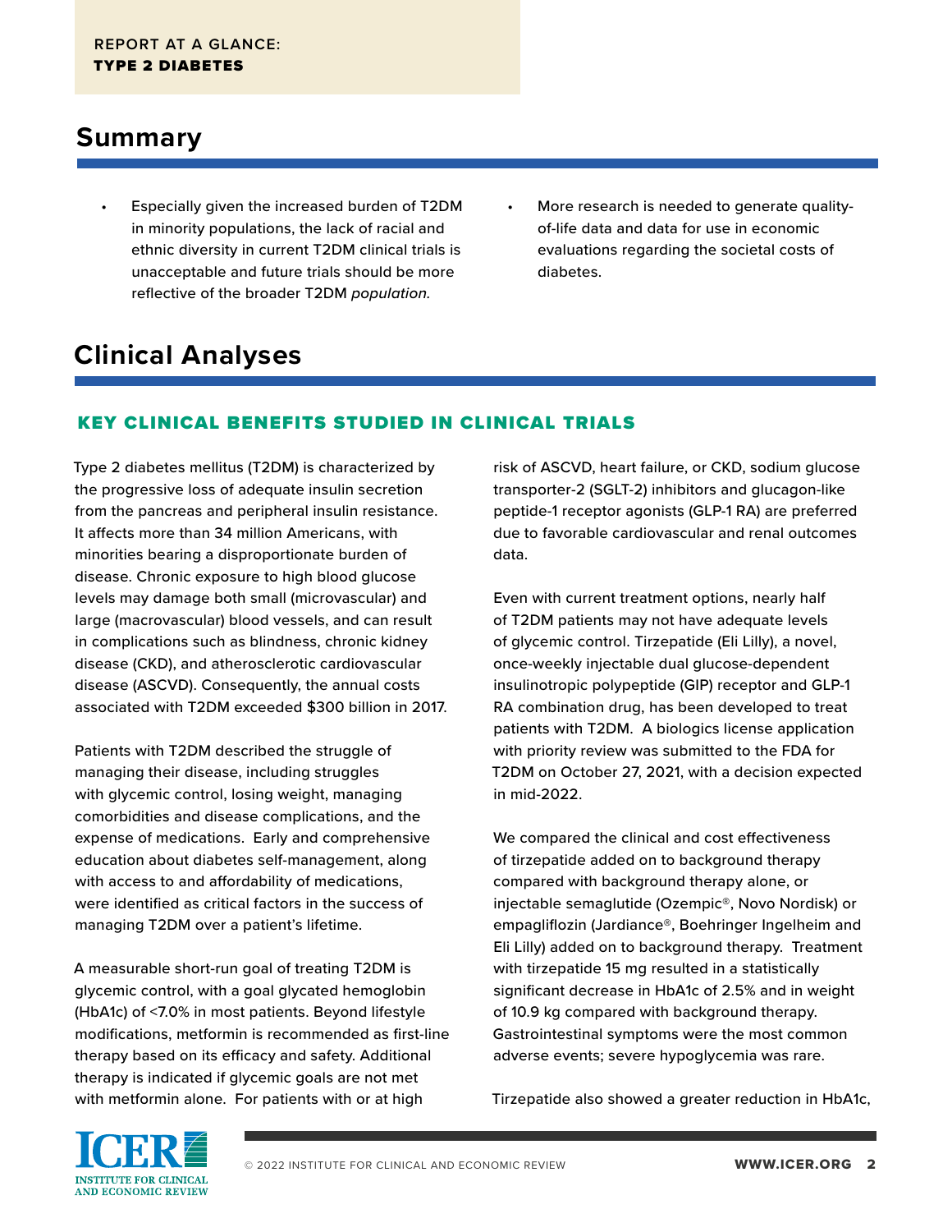## Summary

- Especially given the increased burden of T2DM in minority populations, the lack of racial and ethnic diversity in current T2DM clinical trials is unacceptable and future trials should be more reflective of the broader T2DM *population.*
- More research is needed to generate quality-of-life data and data for use in economic evaluations regarding the societal costs of diabetes.

## Clinical Analyses

### KEY CLINICAL BENEFITS STUDIED IN CLINICAL TRIALS

Type 2 diabetes mellitus (T2DM) is characterized by the progressive loss of adequate insulin secretion from the pancreas and peripheral insulin resistance. It affects more than 34 million Americans, with minorities bearing a disproportionate burden of disease. Chronic exposure to high blood glucose levels may damage both small (microvascular) and large (macrovascular) blood vessels, and can result in complications such as blindness, chronic kidney disease (CKD), and atherosclerotic cardiovascular disease (ASCVD). Consequently, the annual costs associated with T2DM exceeded $300 billion in 2017.

Patients with T2DM described the struggle of managing their disease, including struggles with glycemic control, losing weight, managing comorbidities and disease complications, and the expense of medications. Early and comprehensive education about diabetes self-management, along with access to and affordability of medications, were identified as critical factors in the success of managing T2DM over a patient's lifetime.

A measurable short-run goal of treating T2DM is glycemic control, with a goal glycated hemoglobin (HbA1c) of <7.0% in most patients. Beyond lifestyle modifications, metformin is recommended as first-line therapy based on its efficacy and safety. Additional therapy is indicated if glycemic goals are not met with metformin alone. For patients with or at high risk of ASCVD, heart failure, or CKD, sodium glucose transporter-2 (SGLT-2) inhibitors and glucagon-like peptide-1 receptor agonists (GLP-1 RA) are preferred due to favorable cardiovascular and renal outcomes data.

Even with current treatment options, nearly half of T2DM patients may not have adequate levels of glycemic control. Tirzepatide (Eli Lilly), a novel, once-weekly injectable dual glucose-dependent insulinotropic polypeptide (GIP) receptor and GLP-1 RA combination drug, has been developed to treat patients with T2DM. A biologics license application with priority review was submitted to the FDA for T2DM on October 27, 2021, with a decision expected in mid-2022.

We compared the clinical and cost effectiveness of tirzepatide added on to background therapy compared with background therapy alone, or injectable semaglutide (Ozempic®, Novo Nordisk) or empagliflozin (Jardiance®, Boehringer Ingelheim and Eli Lilly) added on to background therapy. Treatment with tirzepatide 15 mg resulted in a statistically significant decrease in HbA1c of 2.5% and in weight of 10.9 kg compared with background therapy. Gastrointestinal symptoms were the most common adverse events; severe hypoglycemia was rare.

Tirzepatide also showed a greater reduction in HbA1c,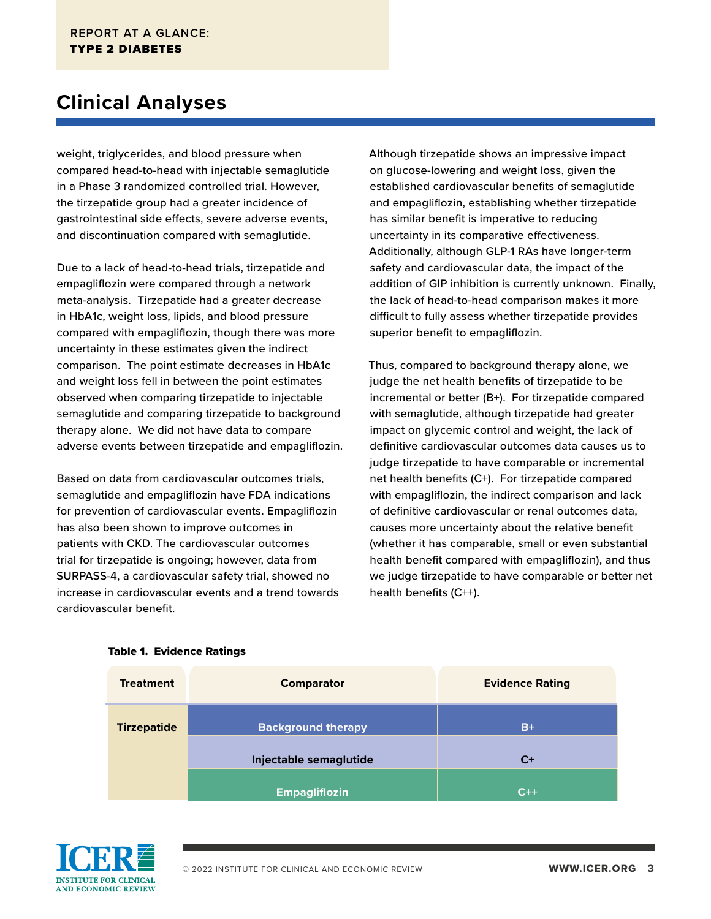## Clinical Analyses

weight, triglycerides, and blood pressure when compared head-to-head with injectable semaglutide in a Phase 3 randomized controlled trial. However, the tirzepatide group had a greater incidence of gastrointestinal side effects, severe adverse events, and discontinuation compared with semaglutide.

Due to a lack of head-to-head trials, tirzepatide and empagliflozin were compared through a network meta-analysis. Tirzepatide had a greater decrease in HbA1c, weight loss, lipids, and blood pressure compared with empagliflozin, though there was more uncertainty in these estimates given the indirect comparison. The point estimate decreases in HbA1c and weight loss fell in between the point estimates observed when comparing tirzepatide to injectable semaglutide and comparing tirzepatide to background therapy alone. We did not have data to compare adverse events between tirzepatide and empagliflozin.

Based on data from cardiovascular outcomes trials, semaglutide and empagliflozin have FDA indications for prevention of cardiovascular events. Empagliflozin has also been shown to improve outcomes in patients with CKD. The cardiovascular outcomes trial for tirzepatide is ongoing; however, data from SURPASS-4, a cardiovascular safety trial, showed no increase in cardiovascular events and a trend towards cardiovascular benefit.

Although tirzepatide shows an impressive impact on glucose-lowering and weight loss, given the established cardiovascular benefits of semaglutide and empagliflozin, establishing whether tirzepatide has similar benefit is imperative to reducing uncertainty in its comparative effectiveness. Additionally, although GLP-1 RAs have longer-term safety and cardiovascular data, the impact of the addition of GIP inhibition is currently unknown. Finally, the lack of head-to-head comparison makes it more difficult to fully assess whether tirzepatide provides superior benefit to empagliflozin.

Thus, compared to background therapy alone, we judge the net health benefits of tirzepatide to be incremental or better (B+). For tirzepatide compared with semaglutide, although tirzepatide had greater impact on glycemic control and weight, the lack of definitive cardiovascular outcomes data causes us to judge tirzepatide to have comparable or incremental net health benefits (C+). For tirzepatide compared with empagliflozin, the indirect comparison and lack of definitive cardiovascular or renal outcomes data, causes more uncertainty about the relative benefit (whether it has comparable, small or even substantial health benefit compared with empagliflozin), and thus we judge tirzepatide to have comparable or better net health benefits (C++).

**Table 1. Evidence Ratings**

| Treatment | Comparator | Evidence Rating |
| --- | --- | --- |
| Tirzepatide | Background therapy | B+ |
| | Injectable semaglutide | C+ |
| | Empagliflozin | C++ |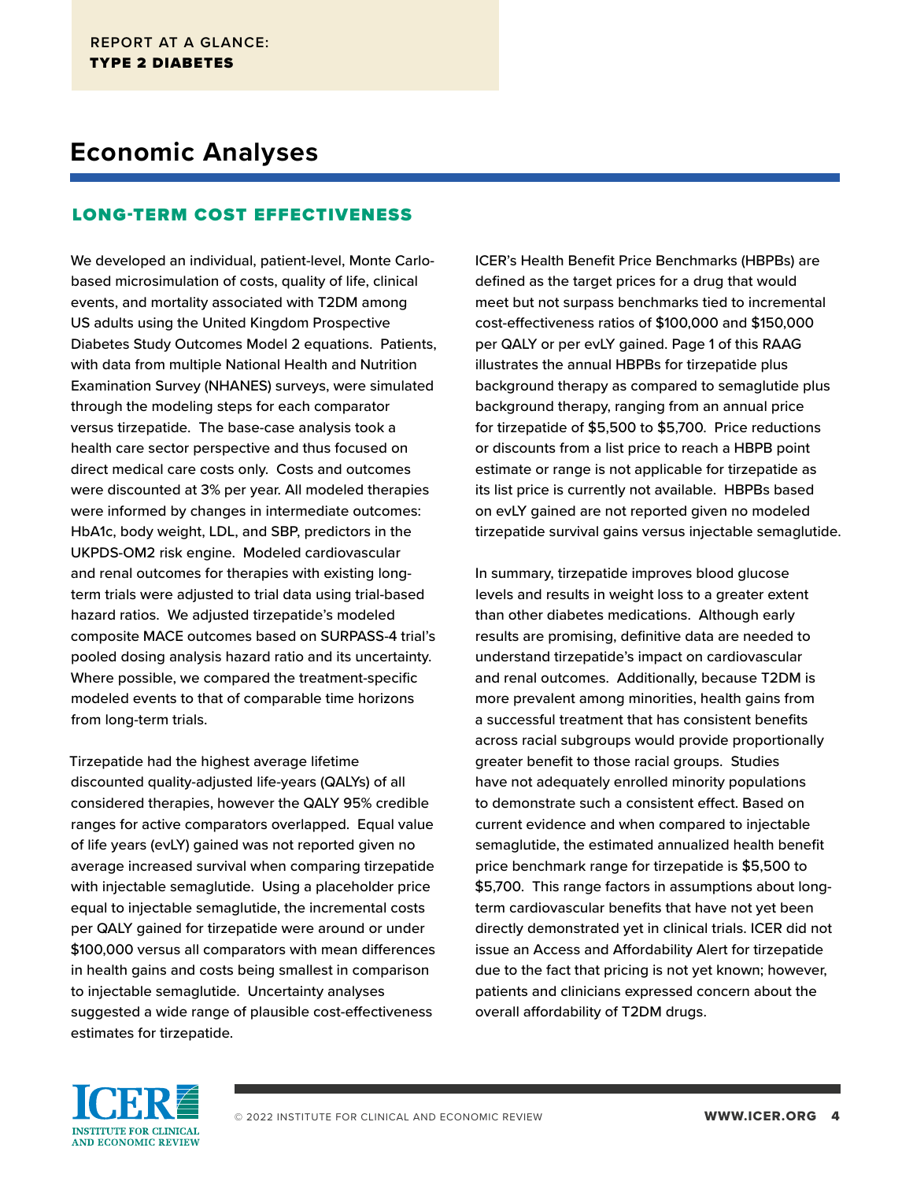# Economic Analyses

## LONG-TERM COST EFFECTIVENESS

We developed an individual, patient-level, Monte Carlo-based microsimulation of costs, quality of life, clinical events, and mortality associated with T2DM among US adults using the United Kingdom Prospective Diabetes Study Outcomes Model 2 equations. Patients, with data from multiple National Health and Nutrition Examination Survey (NHANES) surveys, were simulated through the modeling steps for each comparator versus tirzepatide. The base-case analysis took a health care sector perspective and thus focused on direct medical care costs only. Costs and outcomes were discounted at 3% per year. All modeled therapies were informed by changes in intermediate outcomes: HbA1c, body weight, LDL, and SBP, predictors in the UKPDS-OM2 risk engine. Modeled cardiovascular and renal outcomes for therapies with existing long-term trials were adjusted to trial data using trial-based hazard ratios. We adjusted tirzepatide's modeled composite MACE outcomes based on SURPASS-4 trial's pooled dosing analysis hazard ratio and its uncertainty. Where possible, we compared the treatment-specific modeled events to that of comparable time horizons from long-term trials.

Tirzepatide had the highest average lifetime discounted quality-adjusted life-years (QALYs) of all considered therapies, however the QALY 95% credible ranges for active comparators overlapped. Equal value of life years (evLY) gained was not reported given no average increased survival when comparing tirzepatide with injectable semaglutide. Using a placeholder price equal to injectable semaglutide, the incremental costs per QALY gained for tirzepatide were around or under $100,000 versus all comparators with mean differences in health gains and costs being smallest in comparison to injectable semaglutide. Uncertainty analyses suggested a wide range of plausible cost-effectiveness estimates for tirzepatide.

ICER's Health Benefit Price Benchmarks (HBPBs) are defined as the target prices for a drug that would meet but not surpass benchmarks tied to incremental cost-effectiveness ratios of $100,000 and $150,000 per QALY or per evLY gained. Page 1 of this RAAG illustrates the annual HBPBs for tirzepatide plus background therapy as compared to semaglutide plus background therapy, ranging from an annual price for tirzepatide of $5,500 to $5,700. Price reductions or discounts from a list price to reach a HBPB point estimate or range is not applicable for tirzepatide as its list price is currently not available. HBPBs based on evLY gained are not reported given no modeled tirzepatide survival gains versus injectable semaglutide.

In summary, tirzepatide improves blood glucose levels and results in weight loss to a greater extent than other diabetes medications. Although early results are promising, definitive data are needed to understand tirzepatide's impact on cardiovascular and renal outcomes. Additionally, because T2DM is more prevalent among minorities, health gains from a successful treatment that has consistent benefits across racial subgroups would provide proportionally greater benefit to those racial groups. Studies have not adequately enrolled minority populations to demonstrate such a consistent effect. Based on current evidence and when compared to injectable semaglutide, the estimated annualized health benefit price benchmark range for tirzepatide is $5,500 to $5,700. This range factors in assumptions about long-term cardiovascular benefits that have not yet been directly demonstrated yet in clinical trials. ICER did not issue an Access and Affordability Alert for tirzepatide due to the fact that pricing is not yet known; however, patients and clinicians expressed concern about the overall affordability of T2DM drugs.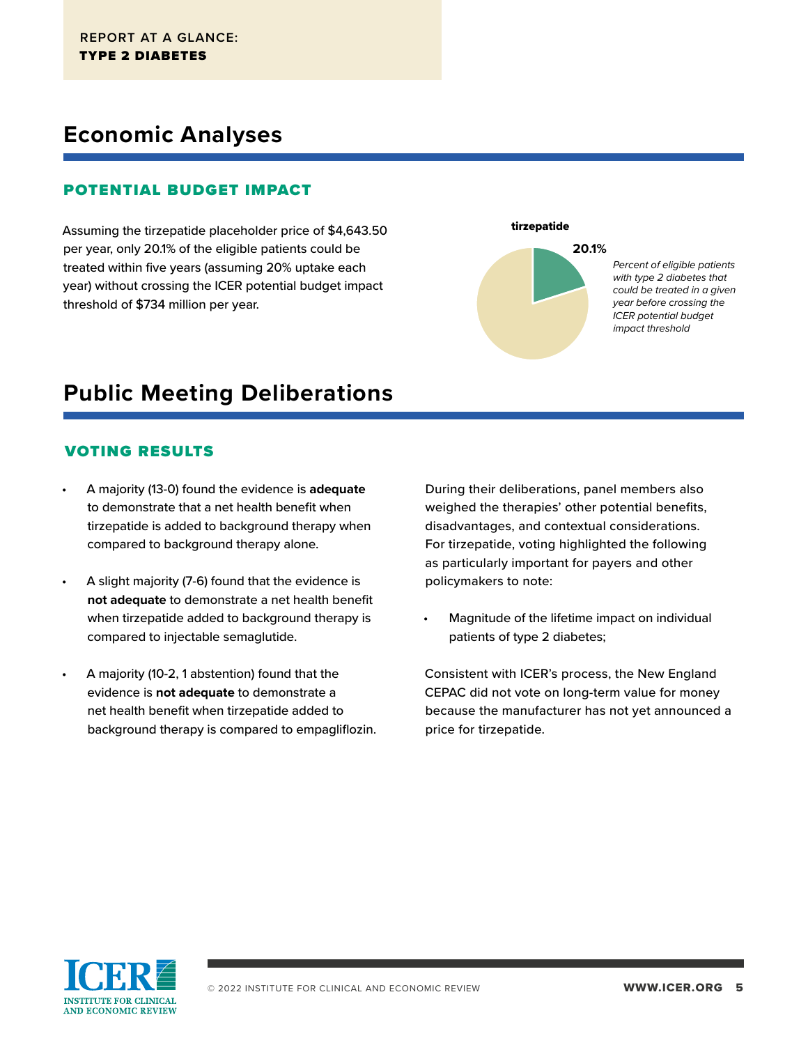REPORT AT A GLANCE:
**TYPE 2 DIABETES**

# Economic Analyses

## POTENTIAL BUDGET IMPACT

Assuming the tirzepatide placeholder price of $4,643.50 per year, only 20.1% of the eligible patients could be treated within five years (assuming 20% uptake each year) without crossing the ICER potential budget impact threshold of $734 million per year.

**tirzepatide**

**20.1%**

*Percent of eligible patients with type 2 diabetes that could be treated in a given year before crossing the ICER potential budget impact threshold*

# Public Meeting Deliberations

## VOTING RESULTS

- A majority (13-0) found the evidence is **adequate** to demonstrate that a net health benefit when tirzepatide is added to background therapy when compared to background therapy alone.
- A slight majority (7-6) found that the evidence is **not adequate** to demonstrate a net health benefit when tirzepatide added to background therapy is compared to injectable semaglutide.
- A majority (10-2, 1 abstention) found that the evidence is **not adequate** to demonstrate a net health benefit when tirzepatide added to background therapy is compared to empagliflozin.

During their deliberations, panel members also weighed the therapies' other potential benefits, disadvantages, and contextual considerations. For tirzepatide, voting highlighted the following as particularly important for payers and other policymakers to note:

- Magnitude of the lifetime impact on individual patients of type 2 diabetes;

Consistent with ICER's process, the New England CEPAC did not vote on long-term value for money because the manufacturer has not yet announced a price for tirzepatide.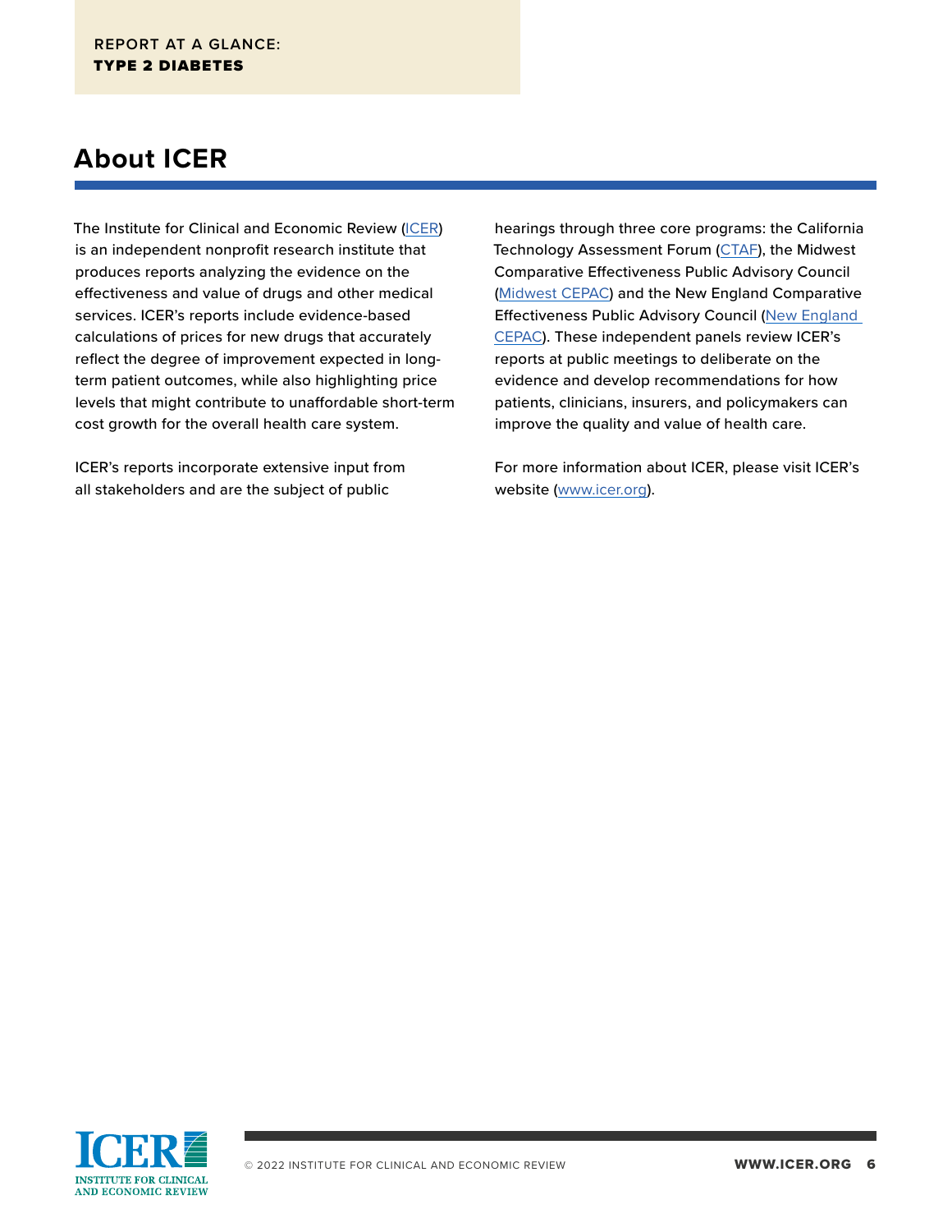## About ICER

The Institute for Clinical and Economic Review (ICER) is an independent nonprofit research institute that produces reports analyzing the evidence on the effectiveness and value of drugs and other medical services. ICER's reports include evidence-based calculations of prices for new drugs that accurately reflect the degree of improvement expected in long-term patient outcomes, while also highlighting price levels that might contribute to unaffordable short-term cost growth for the overall health care system.

ICER's reports incorporate extensive input from all stakeholders and are the subject of public hearings through three core programs: the California Technology Assessment Forum (CTAF), the Midwest Comparative Effectiveness Public Advisory Council (Midwest CEPAC) and the New England Comparative Effectiveness Public Advisory Council (New England CEPAC). These independent panels review ICER's reports at public meetings to deliberate on the evidence and develop recommendations for how patients, clinicians, insurers, and policymakers can improve the quality and value of health care.

For more information about ICER, please visit ICER's website (www.icer.org).